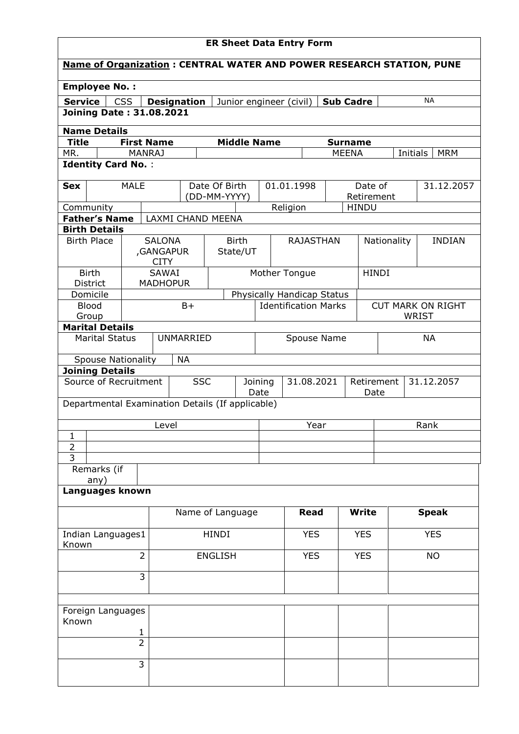# ER Sheet Data Entry Form

**Name of Organization : CENTRAL WATER AND POWER RESEARCH STATION, PUNE**

**Employee No. :**

| | | | | | |
|---|---|---|---|---|---|
| **Service** | CSS | **Designation** | Junior engineer (civil) | **Sub Cadre** | NA |

**Joining Date : 31.08.2021**

**Name Details**

| **Title** | **First Name** | **Middle Name** | **Surname** | | |
|---|---|---|---|---|---|
| MR. | MANRAJ | | MEENA | Initials | MRM |

**Identity Card No.** :

| | | | | | |
|---|---|---|---|---|---|
| **Sex** | MALE | Date Of Birth (DD-MM-YYYY) | 01.01.1998 | Date of Retirement | 31.12.2057 |
| Community | | | Religion | HINDU | |
| **Father's Name** | LAXMI CHAND MEENA | | | | |

**Birth Details**

| | | | | | |
|---|---|---|---|---|---|
| Birth Place | SALONA ,GANGAPUR CITY | Birth State/UT | RAJASTHAN | Nationality | INDIAN |
| Birth District | SAWAI MADHOPUR | Mother Tongue | | HINDI | |
| Domicile | | Physically Handicap Status | | | |
| Blood Group | B+ | Identification Marks | | CUT MARK ON RIGHT WRIST | |

**Marital Details**

| | | | |
|---|---|---|---|
| Marital Status | UNMARRIED | Spouse Name | NA |
| Spouse Nationality | NA | | |

**Joining Details**

| | | | | | |
|---|---|---|---|---|---|
| Source of Recruitment | SSC | Joining Date | 31.08.2021 | Retirement Date | 31.12.2057 |

Departmental Examination Details (If applicable)

| | Level | Year | Rank |
|---|---|---|---|
| 1 | | | |
| 2 | | | |
| 3 | | | |

| | |
|---|---|
| Remarks (if any) | |

**Languages known**

| | Name of Language | **Read** | **Write** | **Speak** |
|---|---|---|---|---|
| Indian Languages Known 1 | HINDI | YES | YES | YES |
| 2 | ENGLISH | YES | YES | NO |
| 3 | | | | |

| | | | | |
|---|---|---|---|---|
| Foreign Languages Known 1 | | | | |
| 2 | | | | |
| 3 | | | | |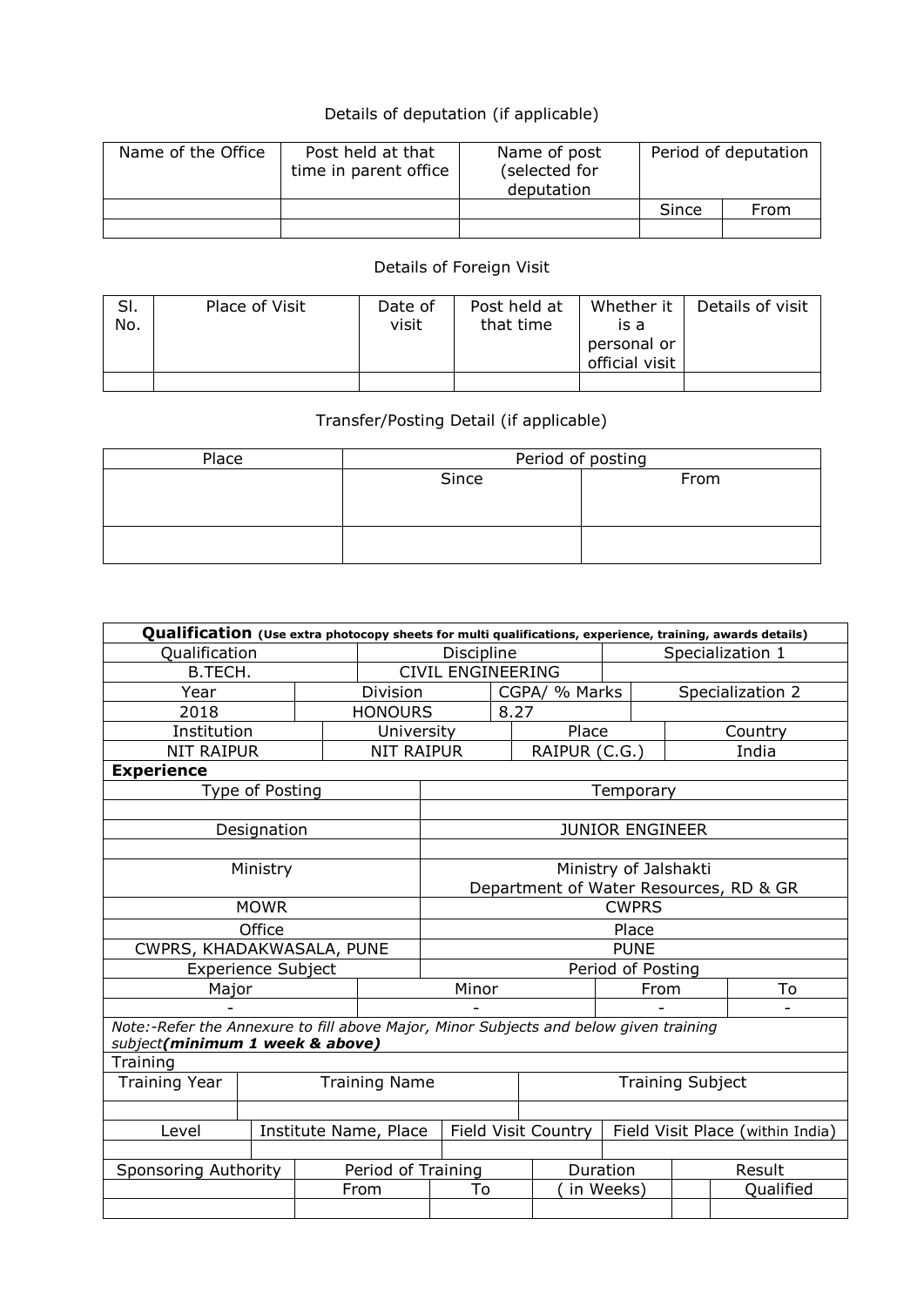Details of deputation (if applicable)

| Name of the Office | Post held at that time in parent office | Name of post (selected for deputation | Period of deputation | |
|---|---|---|---|---|
| | | | Since | From |
| | | | | |

Details of Foreign Visit

| Sl. No. | Place of Visit | Date of visit | Post held at that time | Whether it is a personal or official visit | Details of visit |
|---|---|---|---|---|---|
| | | | | | |

Transfer/Posting Detail (if applicable)

| Place | Period of posting | |
|---|---|---|
| | Since | From |
| | | |

| **Qualification** (Use extra photocopy sheets for multi qualifications, experience, training, awards details) | | | | | |
|---|---|---|---|---|---|
| Qualification | Discipline | | | Specialization 1 | |
| B.TECH. | CIVIL ENGINEERING | | | | |
| Year | Division | | CGPA/ % Marks | Specialization 2 | |
| 2018 | HONOURS | | 8.27 | | |
| Institution | University | | Place | Country | |
| NIT RAIPUR | NIT RAIPUR | | RAIPUR (C.G.) | India | |
| **Experience** | | | | | |
| Type of Posting | Temporary | | | | |
| Designation | JUNIOR ENGINEER | | | | |
| Ministry | Ministry of Jalshakti Department of Water Resources, RD & GR | | | | |
| MOWR | CWPRS | | | | |
| Office | Place | | | | |
| CWPRS, KHADAKWASALA, PUNE | PUNE | | | | |
| Experience Subject | | Period of Posting | | | |
| Major | Minor | | From | | To |
| - | - | | - | | - |
| *Note:-Refer the Annexure to fill above Major, Minor Subjects and below given training subject**(minimum 1 week & above)*** | | | | | |
| Training | | | | | |
| Training Year | Training Name | | Training Subject | | |
| | | | | | |
| Level | Institute Name, Place | Field Visit Country | | Field Visit Place (within India) | |
| | | | | | |
| Sponsoring Authority | Period of Training | | Duration | Result | |
| | From | To | ( in Weeks) | | Qualified |
| | | | | | |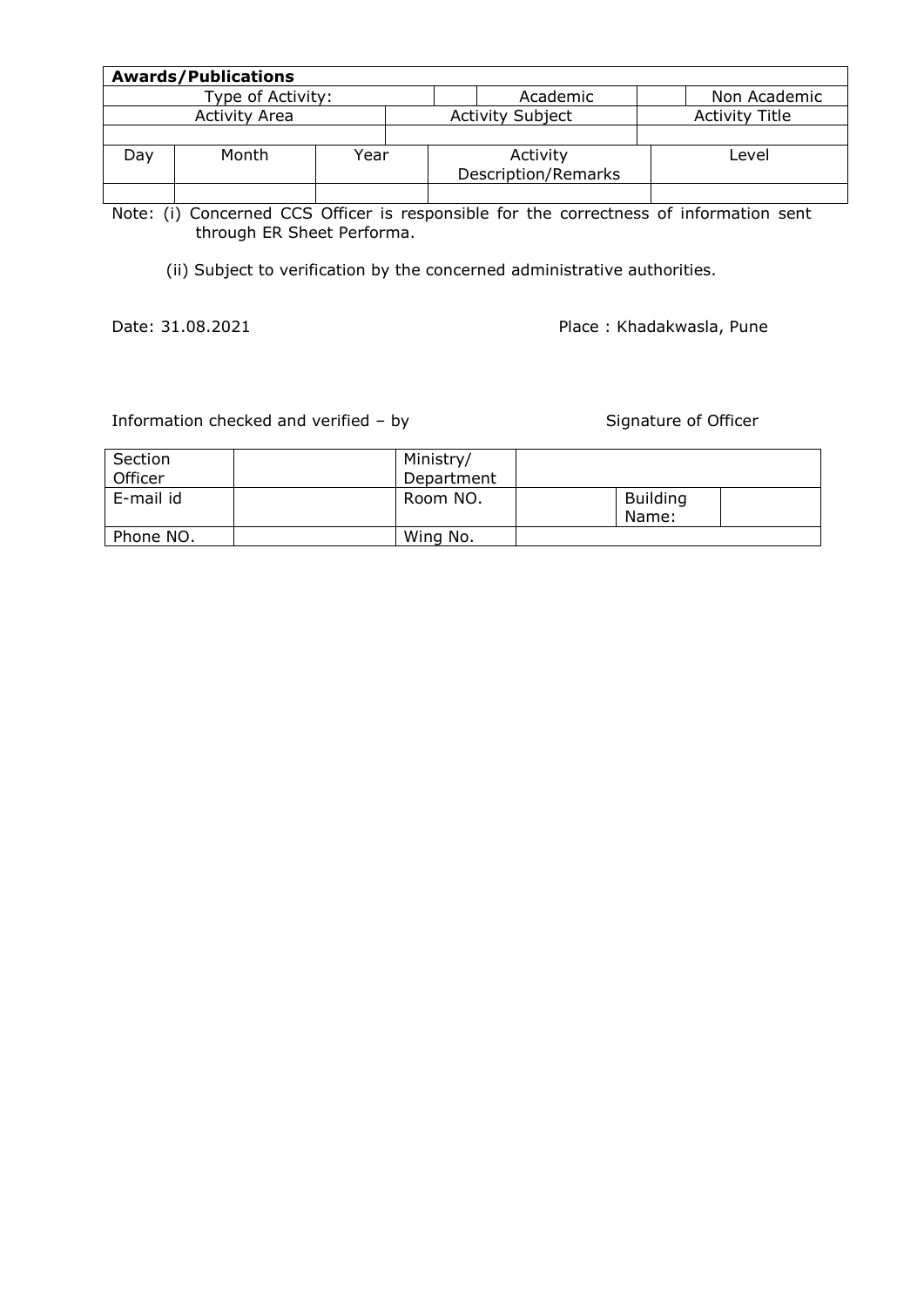| **Awards/Publications** | | | | | | |
|---|---|---|---|---|---|---|
| Type of Activity: | | | | Academic | | Non Academic |
| Activity Area | | | Activity Subject | | Activity Title | |
| | | | | | | |
| Day | Month | Year | Activity Description/Remarks | | Level | |
| | | | | | | |

Note: (i) Concerned CCS Officer is responsible for the correctness of information sent through ER Sheet Performa.

(ii) Subject to verification by the concerned administrative authorities.

Date: 31.08.2021 Place : Khadakwasla, Pune

Information checked and verified – by Signature of Officer

| | | | | | |
|---|---|---|---|---|---|
| Section Officer | | Ministry/ Department | | | |
| E-mail id | | Room NO. | | Building Name: | |
| Phone NO. | | Wing No. | | | |